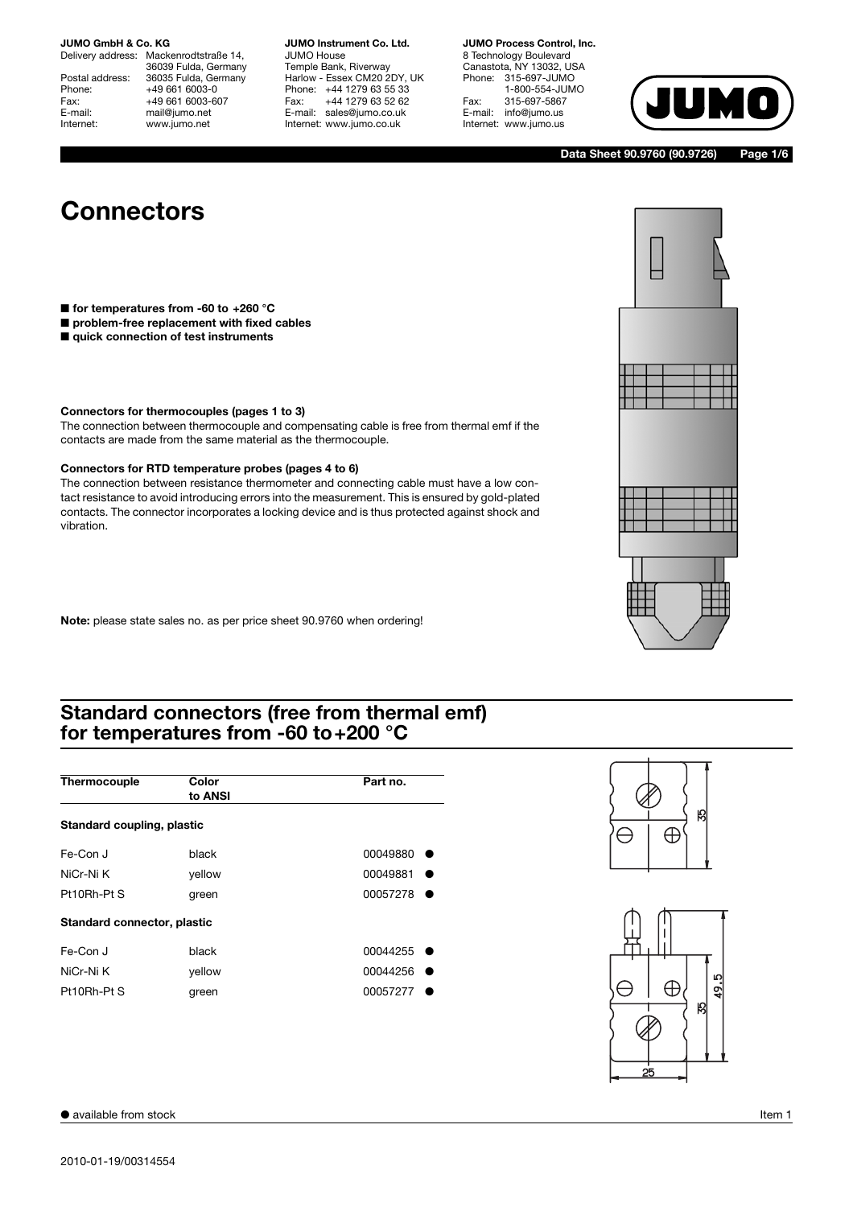**JUMO GmbH & Co. KG**
Delivery address: Mackenrodtstraße 14, 36039 Fulda, Germany
Postal address: 36035 Fulda, Germany
Phone: +49 661 6003-0
Fax: +49 661 6003-607
E-mail: mail@jumo.net
Internet: www.jumo.net

**JUMO Instrument Co. Ltd.**
JUMO House
Temple Bank, Riverway
Harlow - Essex CM20 2DY, UK
Phone: +44 1279 63 55 33
Fax: +44 1279 63 52 62
E-mail: sales@jumo.co.uk
Internet: www.jumo.co.uk

**JUMO Process Control, Inc.**
8 Technology Boulevard
Canastota, NY 13032, USA
Phone: 315-697-JUMO
1-800-554-JUMO
Fax: 315-697-5867
E-mail: info@jumo.us
Internet: www.jumo.us

**Data Sheet 90.9760 (90.9726)**

# Connectors

- **for temperatures from -60 to +260 °C**
- **problem-free replacement with fixed cables**
- **quick connection of test instruments**

**Connectors for thermocouples (pages 1 to 3)**
The connection between thermocouple and compensating cable is free from thermal emf if the contacts are made from the same material as the thermocouple.

**Connectors for RTD temperature probes (pages 4 to 6)**
The connection between resistance thermometer and connecting cable must have a low contact resistance to avoid introducing errors into the measurement. This is ensured by gold-plated contacts. The connector incorporates a locking device and is thus protected against shock and vibration.

**Note:** please state sales no. as per price sheet 90.9760 when ordering!

## Standard connectors (free from thermal emf) for temperatures from -60 to+200 °C

| Thermocouple | Color to ANSI | Part no. |
|---|---|---|
| **Standard coupling, plastic** | | |
| Fe-Con J | black | 00049880 ● |
| NiCr-Ni K | yellow | 00049881 ● |
| Pt10Rh-Pt S | green | 00057278 ● |
| **Standard connector, plastic** | | |
| Fe-Con J | black | 00044255 ● |
| NiCr-Ni K | yellow | 00044256 ● |
| Pt10Rh-Pt S | green | 00057277 ● |

35

49.5
35
25

● available from stock

Item 1

2010-01-19/00314554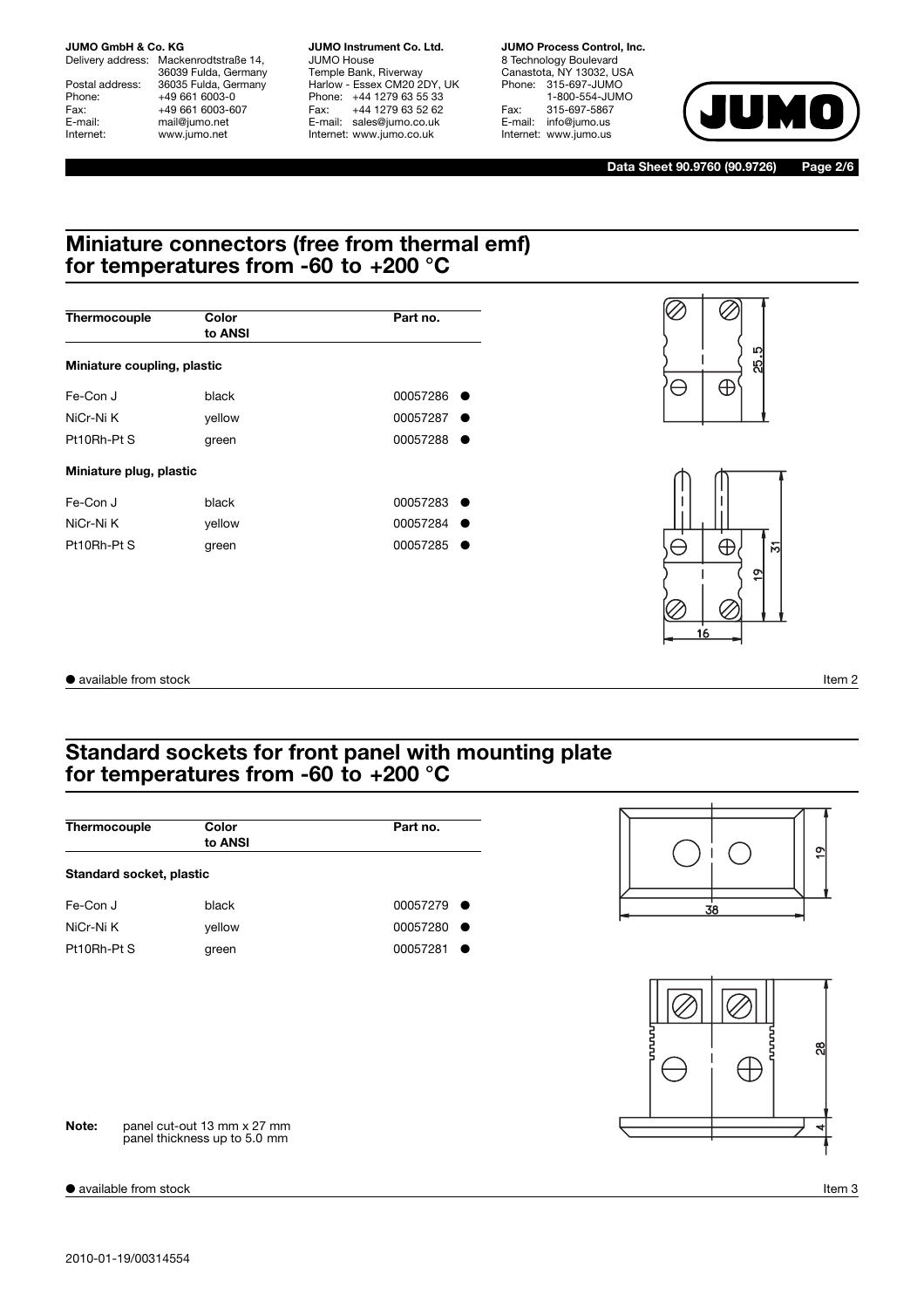## Miniature connectors (free from thermal emf) for temperatures from -60 to +200 °C

| Thermocouple | Color to ANSI | Part no. |
|---|---|---|
| **Miniature coupling, plastic** | | |
| Fe-Con J | black | 00057286 ● |
| NiCr-Ni K | yellow | 00057287 ● |
| Pt10Rh-Pt S | green | 00057288 ● |
| **Miniature plug, plastic** | | |
| Fe-Con J | black | 00057283 ● |
| NiCr-Ni K | yellow | 00057284 ● |
| Pt10Rh-Pt S | green | 00057285 ● |

● available from stock

Item 2

## Standard sockets for front panel with mounting plate for temperatures from -60 to +200 °C

| Thermocouple | Color to ANSI | Part no. |
|---|---|---|
| **Standard socket, plastic** | | |
| Fe-Con J | black | 00057279 ● |
| NiCr-Ni K | yellow | 00057280 ● |
| Pt10Rh-Pt S | green | 00057281 ● |

**Note:** panel cut-out 13 mm x 27 mm
panel thickness up to 5.0 mm

● available from stock

Item 3

2010-01-19/00314554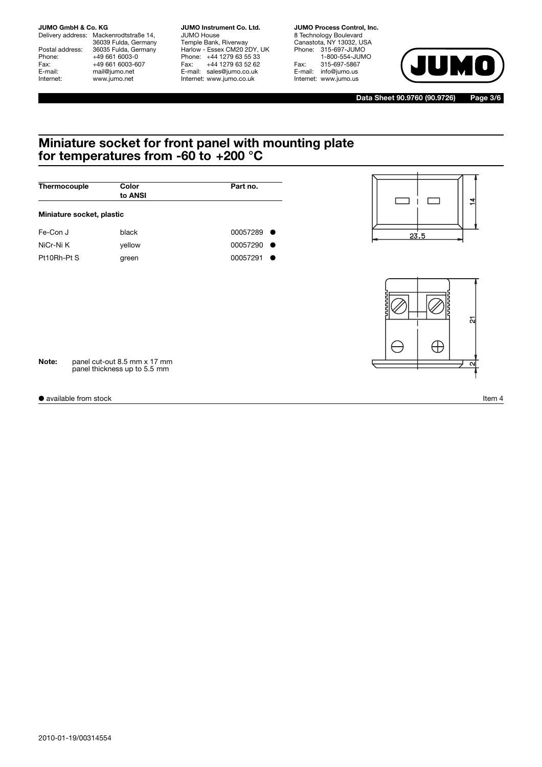## Miniature socket for front panel with mounting plate for temperatures from -60 to +200 °C

| Thermocouple | Color to ANSI | Part no. |
|---|---|---|
| **Miniature socket, plastic** | | |
| Fe-Con J | black | 00057289 ● |
| NiCr-Ni K | yellow | 00057290 ● |
| Pt10Rh-Pt S | green | 00057291 ● |

**Note:** panel cut-out 8.5 mm x 17 mm
panel thickness up to 5.5 mm

● available from stock

Item 4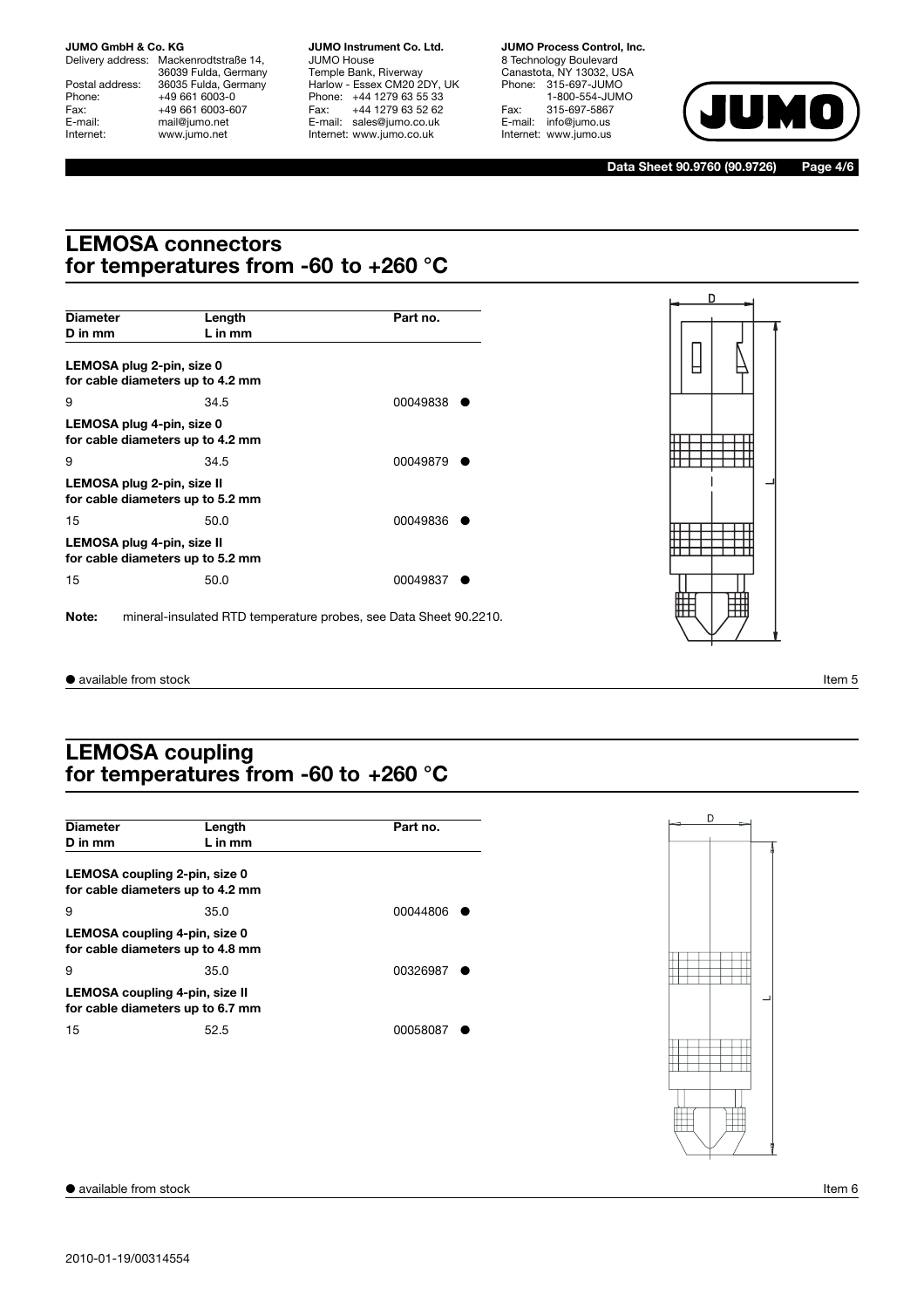## LEMOSA connectors for temperatures from -60 to +260 °C

| Diameter D in mm | Length L in mm | Part no. |
|---|---|---|
| **LEMOSA plug 2-pin, size 0 for cable diameters up to 4.2 mm** | | |
| 9 | 34.5 | 00049838 ● |
| **LEMOSA plug 4-pin, size 0 for cable diameters up to 4.2 mm** | | |
| 9 | 34.5 | 00049879 ● |
| **LEMOSA plug 2-pin, size II for cable diameters up to 5.2 mm** | | |
| 15 | 50.0 | 00049836 ● |
| **LEMOSA plug 4-pin, size II for cable diameters up to 5.2 mm** | | |
| 15 | 50.0 | 00049837 ● |

**Note:** mineral-insulated RTD temperature probes, see Data Sheet 90.2210.

● available from stock

Item 5

## LEMOSA coupling for temperatures from -60 to +260 °C

| Diameter D in mm | Length L in mm | Part no. |
|---|---|---|
| **LEMOSA coupling 2-pin, size 0 for cable diameters up to 4.2 mm** | | |
| 9 | 35.0 | 00044806 ● |
| **LEMOSA coupling 4-pin, size 0 for cable diameters up to 4.8 mm** | | |
| 9 | 35.0 | 00326987 ● |
| **LEMOSA coupling 4-pin, size II for cable diameters up to 6.7 mm** | | |
| 15 | 52.5 | 00058087 ● |

● available from stock

Item 6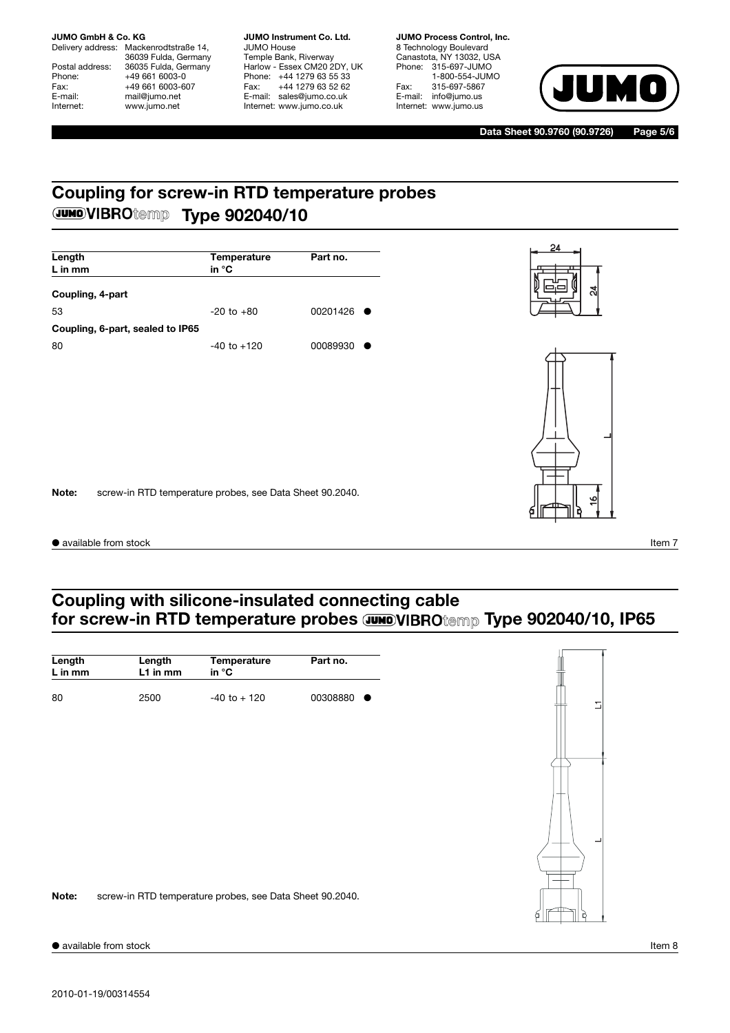## Coupling for screw-in RTD temperature probes JUMO VIBROtemp Type 902040/10

| Length L in mm | Temperature in °C | Part no. |
|---|---|---|
| **Coupling, 4-part** | | |
| 53 | -20 to +80 | 00201426 ● |
| **Coupling, 6-part, sealed to IP65** | | |
| 80 | -40 to +120 | 00089930 ● |

24

24

L

16

**Note:** screw-in RTD temperature probes, see Data Sheet 90.2040.

● available from stock

Item 7

## Coupling with silicone-insulated connecting cable for screw-in RTD temperature probes JUMO VIBROtemp Type 902040/10, IP65

| Length L in mm | Length L1 in mm | Temperature in °C | Part no. |
|---|---|---|---|
| 80 | 2500 | -40 to + 120 | 00308880 ● |

L1

L

**Note:** screw-in RTD temperature probes, see Data Sheet 90.2040.

● available from stock

Item 8

2010-01-19/00314554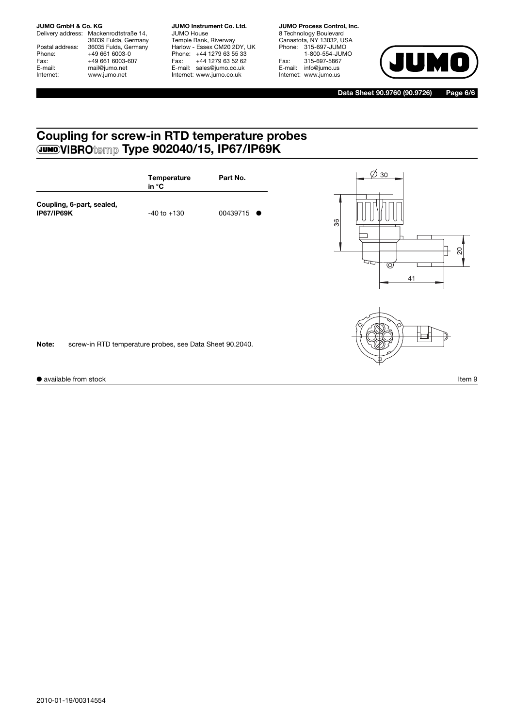## Coupling for screw-in RTD temperature probes JUMO VIBROtemp Type 902040/15, IP67/IP69K

| | Temperature in °C | Part No. |
|---|---|---|
| **Coupling, 6-part, sealed, IP67/IP69K** | -40 to +130 | 00439715 ● |

Ø 30

36

20

41

**Note:** screw-in RTD temperature probes, see Data Sheet 90.2040.

● available from stock

Item 9

2010-01-19/00314554